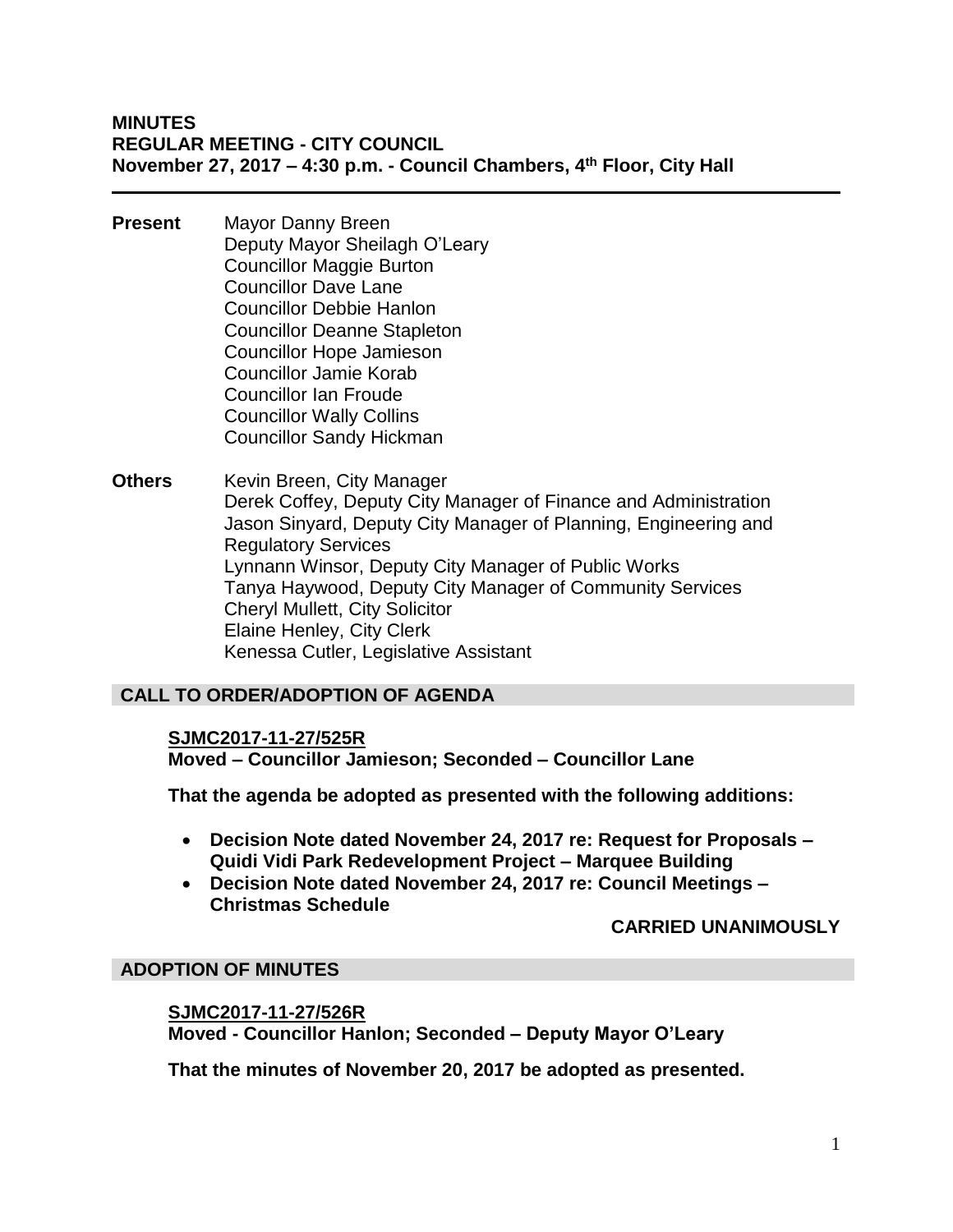# MINUTES
## REGULAR MEETING - CITY COUNCIL
### November 27, 2017 – 4:30 p.m. - Council Chambers, 4th Floor, City Hall

---

**Present**

Mayor Danny Breen
Deputy Mayor Sheilagh O'Leary
Councillor Maggie Burton
Councillor Dave Lane
Councillor Debbie Hanlon
Councillor Deanne Stapleton
Councillor Hope Jamieson
Councillor Jamie Korab
Councillor Ian Froude
Councillor Wally Collins
Councillor Sandy Hickman

**Others**

Kevin Breen, City Manager
Derek Coffey, Deputy City Manager of Finance and Administration
Jason Sinyard, Deputy City Manager of Planning, Engineering and Regulatory Services
Lynnann Winsor, Deputy City Manager of Public Works
Tanya Haywood, Deputy City Manager of Community Services
Cheryl Mullett, City Solicitor
Elaine Henley, City Clerk
Kenessa Cutler, Legislative Assistant

## CALL TO ORDER/ADOPTION OF AGENDA

**SJMC2017-11-27/525R**
**Moved – Councillor Jamieson; Seconded – Councillor Lane**

**That the agenda be adopted as presented with the following additions:**

- **Decision Note dated November 24, 2017 re: Request for Proposals – Quidi Vidi Park Redevelopment Project – Marquee Building**
- **Decision Note dated November 24, 2017 re: Council Meetings – Christmas Schedule**

**CARRIED UNANIMOUSLY**

## ADOPTION OF MINUTES

**SJMC2017-11-27/526R**
**Moved - Councillor Hanlon; Seconded – Deputy Mayor O'Leary**

**That the minutes of November 20, 2017 be adopted as presented.**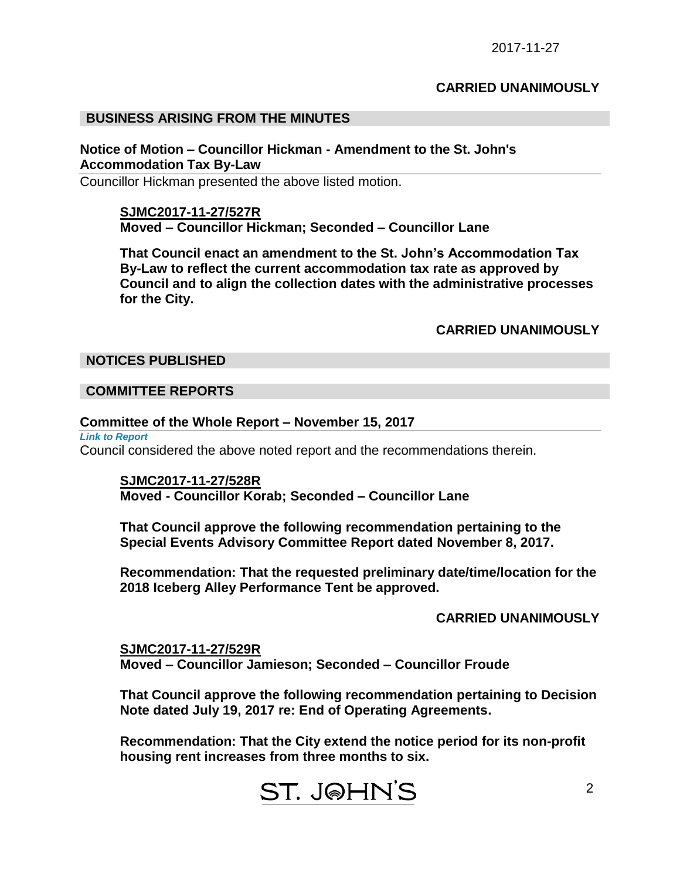**CARRIED UNANIMOUSLY**

## BUSINESS ARISING FROM THE MINUTES

### Notice of Motion – Councillor Hickman - Amendment to the St. John's Accommodation Tax By-Law

Councillor Hickman presented the above listed motion.

**SJMC2017-11-27/527R**
**Moved – Councillor Hickman; Seconded – Councillor Lane**

**That Council enact an amendment to the St. John's Accommodation Tax By-Law to reflect the current accommodation tax rate as approved by Council and to align the collection dates with the administrative processes for the City.**

**CARRIED UNANIMOUSLY**

## NOTICES PUBLISHED

## COMMITTEE REPORTS

### Committee of the Whole Report – November 15, 2017

*Link to Report*

Council considered the above noted report and the recommendations therein.

**SJMC2017-11-27/528R**
**Moved - Councillor Korab; Seconded – Councillor Lane**

**That Council approve the following recommendation pertaining to the Special Events Advisory Committee Report dated November 8, 2017.**

**Recommendation: That the requested preliminary date/time/location for the 2018 Iceberg Alley Performance Tent be approved.**

**CARRIED UNANIMOUSLY**

**SJMC2017-11-27/529R**
**Moved – Councillor Jamieson; Seconded – Councillor Froude**

**That Council approve the following recommendation pertaining to Decision Note dated July 19, 2017 re: End of Operating Agreements.**

**Recommendation: That the City extend the notice period for its non-profit housing rent increases from three months to six.**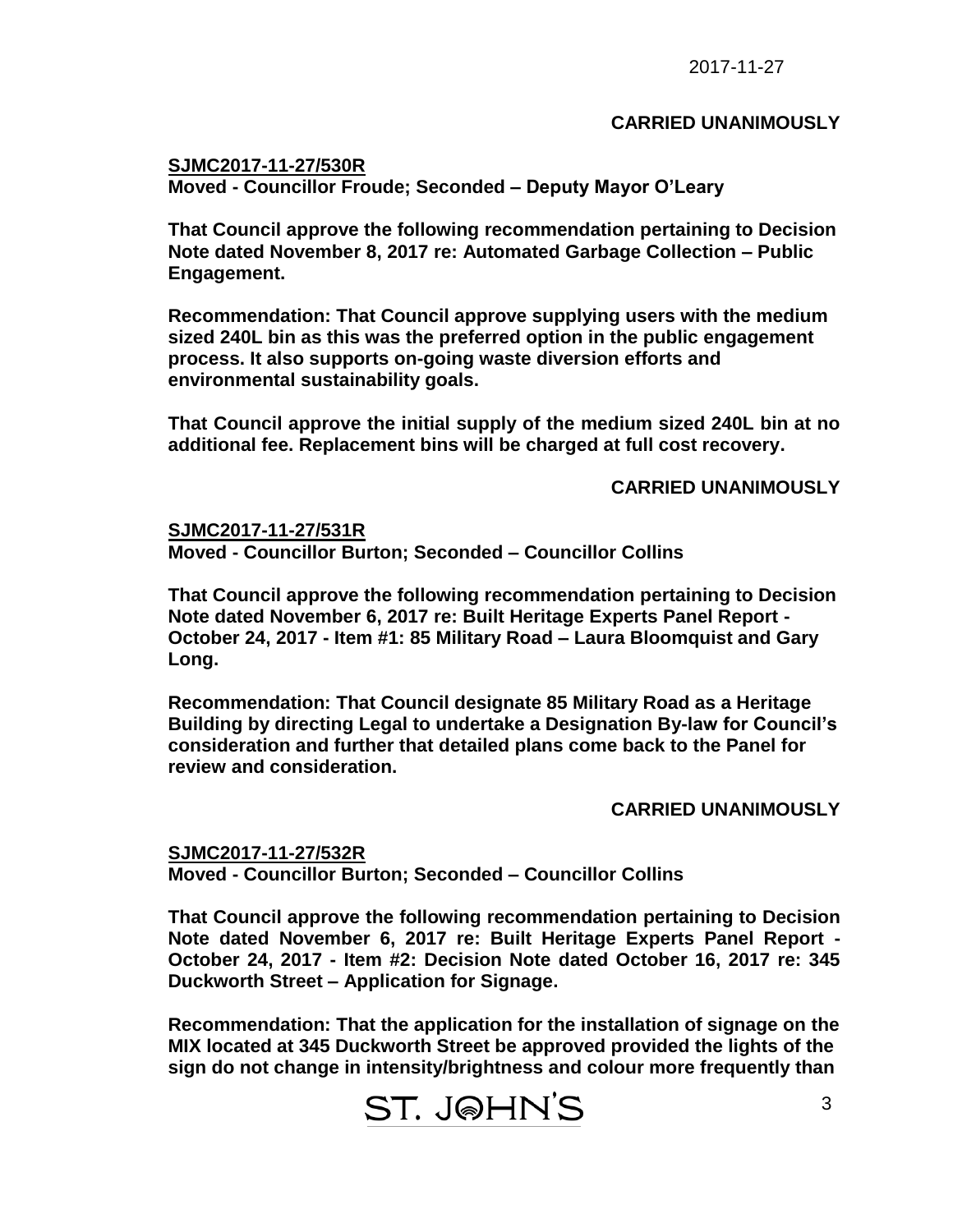**CARRIED UNANIMOUSLY**

**SJMC2017-11-27/530R**
**Moved - Councillor Froude; Seconded – Deputy Mayor O'Leary**

**That Council approve the following recommendation pertaining to Decision Note dated November 8, 2017 re: Automated Garbage Collection – Public Engagement.**

**Recommendation: That Council approve supplying users with the medium sized 240L bin as this was the preferred option in the public engagement process. It also supports on-going waste diversion efforts and environmental sustainability goals.**

**That Council approve the initial supply of the medium sized 240L bin at no additional fee. Replacement bins will be charged at full cost recovery.**

**CARRIED UNANIMOUSLY**

**SJMC2017-11-27/531R**
**Moved - Councillor Burton; Seconded – Councillor Collins**

**That Council approve the following recommendation pertaining to Decision Note dated November 6, 2017 re: Built Heritage Experts Panel Report - October 24, 2017 - Item #1: 85 Military Road – Laura Bloomquist and Gary Long.**

**Recommendation: That Council designate 85 Military Road as a Heritage Building by directing Legal to undertake a Designation By-law for Council's consideration and further that detailed plans come back to the Panel for review and consideration.**

**CARRIED UNANIMOUSLY**

**SJMC2017-11-27/532R**
**Moved - Councillor Burton; Seconded – Councillor Collins**

**That Council approve the following recommendation pertaining to Decision Note dated November 6, 2017 re: Built Heritage Experts Panel Report - October 24, 2017 - Item #2: Decision Note dated October 16, 2017 re: 345 Duckworth Street – Application for Signage.**

**Recommendation: That the application for the installation of signage on the MIX located at 345 Duckworth Street be approved provided the lights of the sign do not change in intensity/brightness and colour more frequently than**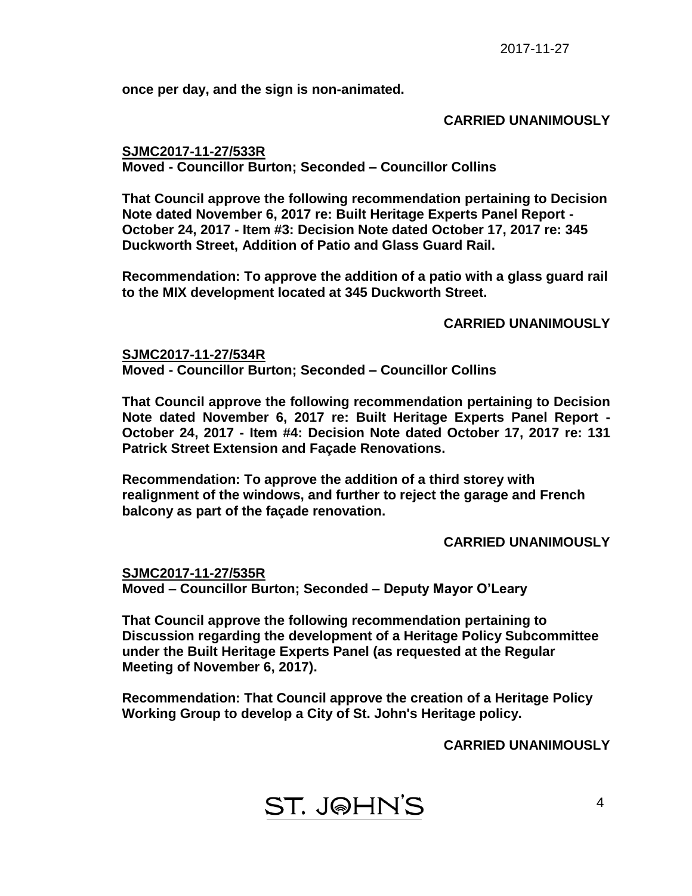**once per day, and the sign is non-animated.**

**CARRIED UNANIMOUSLY**

**SJMC2017-11-27/533R**
**Moved - Councillor Burton; Seconded – Councillor Collins**

**That Council approve the following recommendation pertaining to Decision Note dated November 6, 2017 re: Built Heritage Experts Panel Report - October 24, 2017 - Item #3: Decision Note dated October 17, 2017 re: 345 Duckworth Street, Addition of Patio and Glass Guard Rail.**

**Recommendation: To approve the addition of a patio with a glass guard rail to the MIX development located at 345 Duckworth Street.**

**CARRIED UNANIMOUSLY**

**SJMC2017-11-27/534R**
**Moved - Councillor Burton; Seconded – Councillor Collins**

**That Council approve the following recommendation pertaining to Decision Note dated November 6, 2017 re: Built Heritage Experts Panel Report - October 24, 2017 - Item #4: Decision Note dated October 17, 2017 re: 131 Patrick Street Extension and Façade Renovations.**

**Recommendation: To approve the addition of a third storey with realignment of the windows, and further to reject the garage and French balcony as part of the façade renovation.**

**CARRIED UNANIMOUSLY**

**SJMC2017-11-27/535R**
**Moved – Councillor Burton; Seconded – Deputy Mayor O'Leary**

**That Council approve the following recommendation pertaining to Discussion regarding the development of a Heritage Policy Subcommittee under the Built Heritage Experts Panel (as requested at the Regular Meeting of November 6, 2017).**

**Recommendation: That Council approve the creation of a Heritage Policy Working Group to develop a City of St. John's Heritage policy.**

**CARRIED UNANIMOUSLY**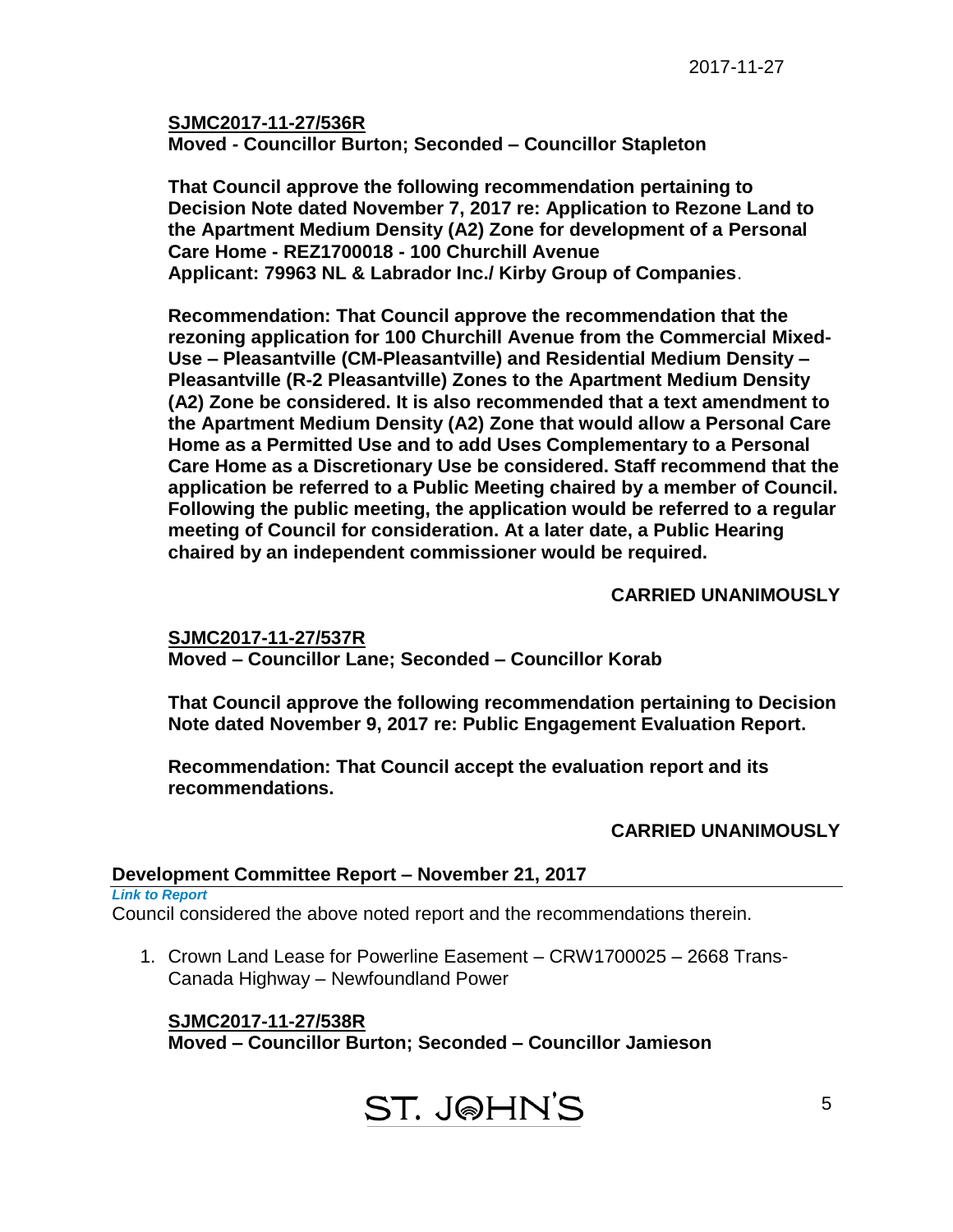**SJMC2017-11-27/536R**
**Moved - Councillor Burton; Seconded – Councillor Stapleton**

**That Council approve the following recommendation pertaining to Decision Note dated November 7, 2017 re: Application to Rezone Land to the Apartment Medium Density (A2) Zone for development of a Personal Care Home - REZ1700018 - 100 Churchill Avenue**
**Applicant: 79963 NL & Labrador Inc./ Kirby Group of Companies**.

**Recommendation: That Council approve the recommendation that the rezoning application for 100 Churchill Avenue from the Commercial Mixed-Use – Pleasantville (CM-Pleasantville) and Residential Medium Density – Pleasantville (R-2 Pleasantville) Zones to the Apartment Medium Density (A2) Zone be considered. It is also recommended that a text amendment to the Apartment Medium Density (A2) Zone that would allow a Personal Care Home as a Permitted Use and to add Uses Complementary to a Personal Care Home as a Discretionary Use be considered. Staff recommend that the application be referred to a Public Meeting chaired by a member of Council. Following the public meeting, the application would be referred to a regular meeting of Council for consideration. At a later date, a Public Hearing chaired by an independent commissioner would be required.**

**CARRIED UNANIMOUSLY**

**SJMC2017-11-27/537R**
**Moved – Councillor Lane; Seconded – Councillor Korab**

**That Council approve the following recommendation pertaining to Decision Note dated November 9, 2017 re: Public Engagement Evaluation Report.**

**Recommendation: That Council accept the evaluation report and its recommendations.**

**CARRIED UNANIMOUSLY**

## Development Committee Report – November 21, 2017

***Link to Report***

Council considered the above noted report and the recommendations therein.

1. Crown Land Lease for Powerline Easement – CRW1700025 – 2668 Trans-Canada Highway – Newfoundland Power

**SJMC2017-11-27/538R**
**Moved – Councillor Burton; Seconded – Councillor Jamieson**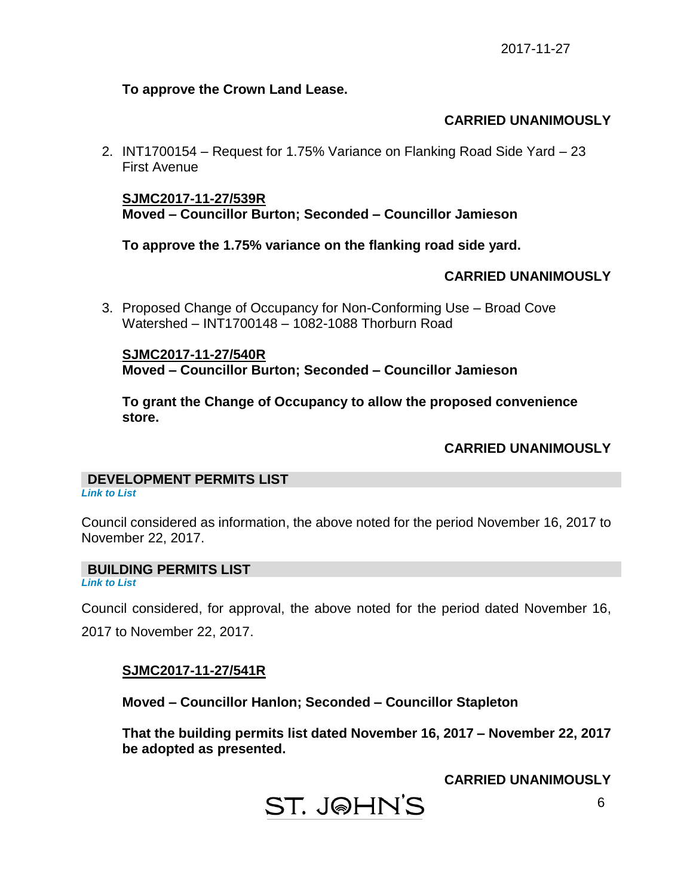**To approve the Crown Land Lease.**

**CARRIED UNANIMOUSLY**

2. INT1700154 – Request for 1.75% Variance on Flanking Road Side Yard – 23 First Avenue

   **SJMC2017-11-27/539R**
   **Moved – Councillor Burton; Seconded – Councillor Jamieson**

   **To approve the 1.75% variance on the flanking road side yard.**

   **CARRIED UNANIMOUSLY**

3. Proposed Change of Occupancy for Non-Conforming Use – Broad Cove Watershed – INT1700148 – 1082-1088 Thorburn Road

   **SJMC2017-11-27/540R**
   **Moved – Councillor Burton; Seconded – Councillor Jamieson**

   **To grant the Change of Occupancy to allow the proposed convenience store.**

   **CARRIED UNANIMOUSLY**

## DEVELOPMENT PERMITS LIST

*Link to List*

Council considered as information, the above noted for the period November 16, 2017 to November 22, 2017.

## BUILDING PERMITS LIST

*Link to List*

Council considered, for approval, the above noted for the period dated November 16, 2017 to November 22, 2017.

**SJMC2017-11-27/541R**

**Moved – Councillor Hanlon; Seconded – Councillor Stapleton**

**That the building permits list dated November 16, 2017 – November 22, 2017 be adopted as presented.**

**CARRIED UNANIMOUSLY**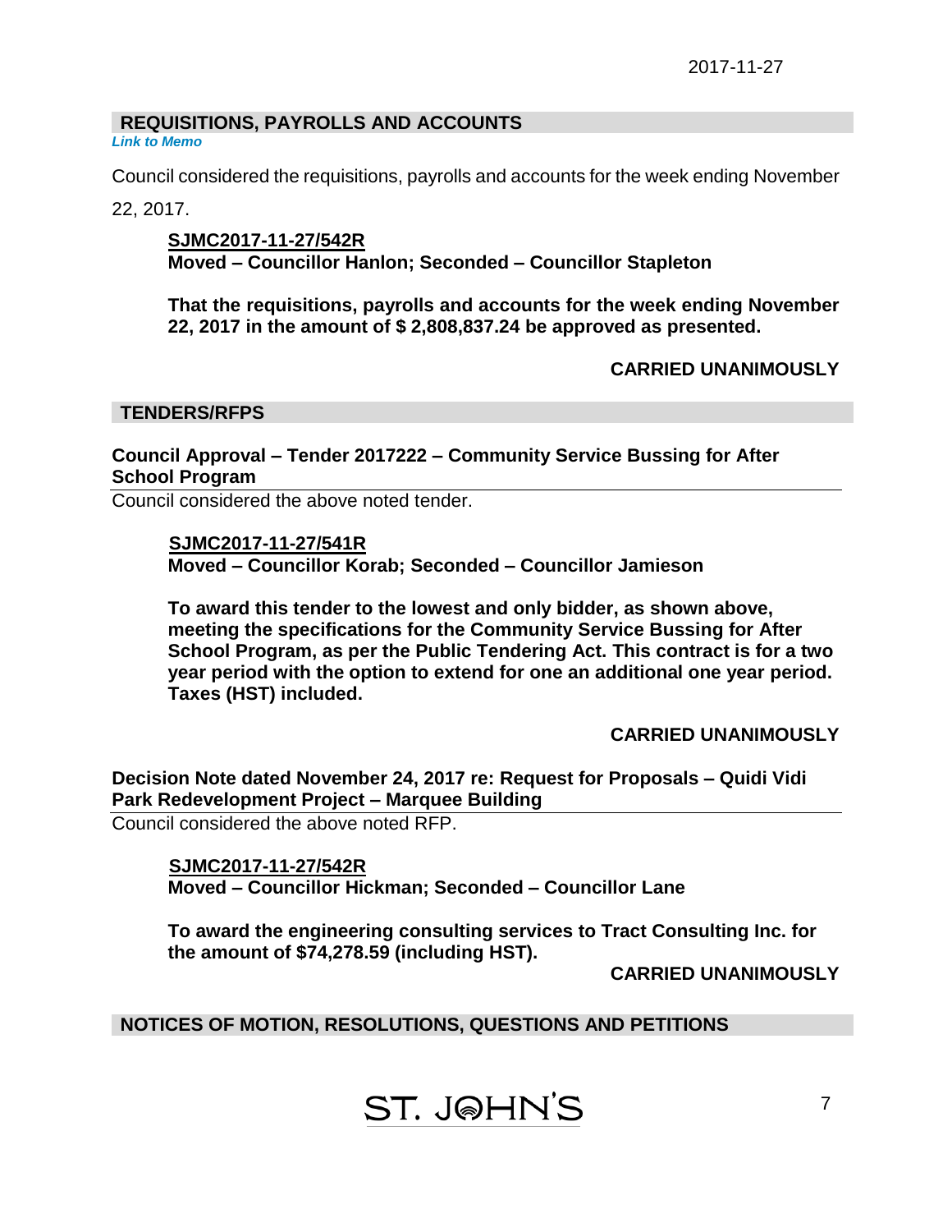2017-11-27

## REQUISITIONS, PAYROLLS AND ACCOUNTS

*Link to Memo*

Council considered the requisitions, payrolls and accounts for the week ending November 22, 2017.

> **SJMC2017-11-27/542R**
> **Moved – Councillor Hanlon; Seconded – Councillor Stapleton**
>
> **That the requisitions, payrolls and accounts for the week ending November 22, 2017 in the amount of $ 2,808,837.24 be approved as presented.**
>
> **CARRIED UNANIMOUSLY**

## TENDERS/RFPS

### Council Approval – Tender 2017222 – Community Service Bussing for After School Program

Council considered the above noted tender.

> **SJMC2017-11-27/541R**
> **Moved – Councillor Korab; Seconded – Councillor Jamieson**
>
> **To award this tender to the lowest and only bidder, as shown above, meeting the specifications for the Community Service Bussing for After School Program, as per the Public Tendering Act. This contract is for a two year period with the option to extend for one an additional one year period. Taxes (HST) included.**
>
> **CARRIED UNANIMOUSLY**

### Decision Note dated November 24, 2017 re: Request for Proposals – Quidi Vidi Park Redevelopment Project – Marquee Building

Council considered the above noted RFP.

> **SJMC2017-11-27/542R**
> **Moved – Councillor Hickman; Seconded – Councillor Lane**
>
> **To award the engineering consulting services to Tract Consulting Inc. for the amount of $74,278.59 (including HST).**
>
> **CARRIED UNANIMOUSLY**

## NOTICES OF MOTION, RESOLUTIONS, QUESTIONS AND PETITIONS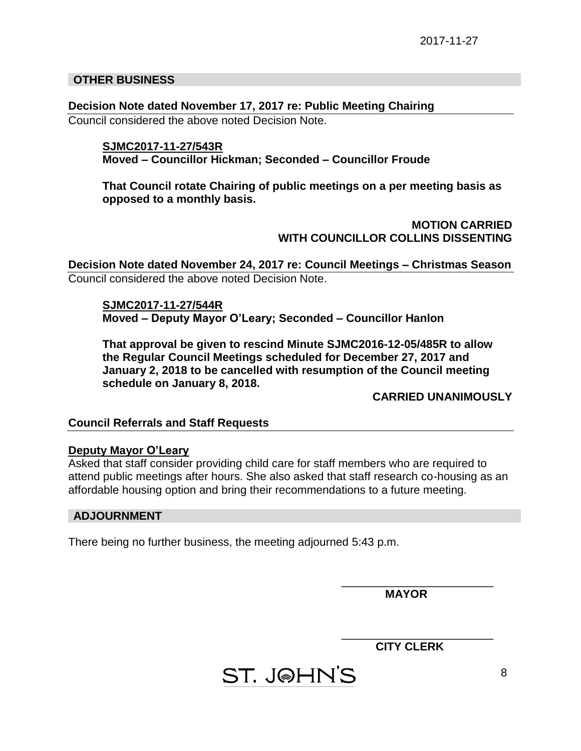## OTHER BUSINESS

### Decision Note dated November 17, 2017 re: Public Meeting Chairing

Council considered the above noted Decision Note.

> **SJMC2017-11-27/543R**
> **Moved – Councillor Hickman; Seconded – Councillor Froude**
>
> **That Council rotate Chairing of public meetings on a per meeting basis as opposed to a monthly basis.**

**MOTION CARRIED**
**WITH COUNCILLOR COLLINS DISSENTING**

### Decision Note dated November 24, 2017 re: Council Meetings – Christmas Season

Council considered the above noted Decision Note.

> **SJMC2017-11-27/544R**
> **Moved – Deputy Mayor O'Leary; Seconded – Councillor Hanlon**
>
> **That approval be given to rescind Minute SJMC2016-12-05/485R to allow the Regular Council Meetings scheduled for December 27, 2017 and January 2, 2018 to be cancelled with resumption of the Council meeting schedule on January 8, 2018.**

**CARRIED UNANIMOUSLY**

### Council Referrals and Staff Requests

**Deputy Mayor O'Leary**

Asked that staff consider providing child care for staff members who are required to attend public meetings after hours. She also asked that staff research co-housing as an affordable housing option and bring their recommendations to a future meeting.

## ADJOURNMENT

There being no further business, the meeting adjourned 5:43 p.m.

\_\_\_\_\_\_\_\_\_\_\_\_\_\_\_\_\_\_\_\_\_\_\_\_
**MAYOR**

\_\_\_\_\_\_\_\_\_\_\_\_\_\_\_\_\_\_\_\_\_\_\_\_
**CITY CLERK**